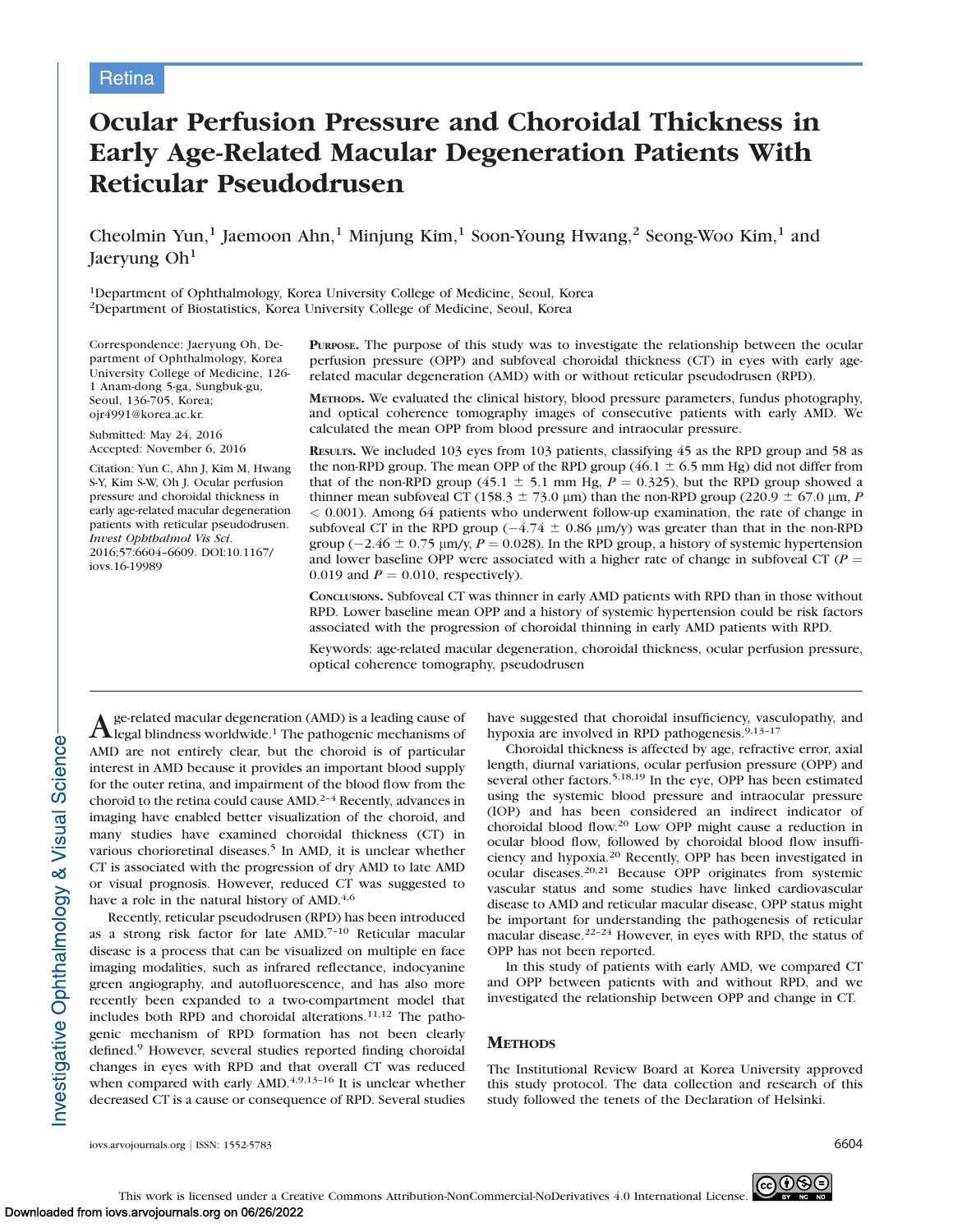Retina

# Ocular Perfusion Pressure and Choroidal Thickness in Early Age-Related Macular Degeneration Patients With Reticular Pseudodrusen

Cheolmin Yun,[1] Jaemoon Ahn,[1] Minjung Kim,[1] Soon-Young Hwang,[2] Seong-Woo Kim,[1] and Jaeryung Oh[1]

[1]Department of Ophthalmology, Korea University College of Medicine, Seoul, Korea
[2]Department of Biostatistics, Korea University College of Medicine, Seoul, Korea

Correspondence: Jaeryung Oh, Department of Ophthalmology, Korea University College of Medicine, 126-1 Anam-dong 5-ga, Sungbuk-gu, Seoul, 136-705, Korea; ojr4991@korea.ac.kr.

Submitted: May 24, 2016
Accepted: November 6, 2016

Citation: Yun C, Ahn J, Kim M, Hwang S-Y, Kim S-W, Oh J. Ocular perfusion pressure and choroidal thickness in early age-related macular degeneration patients with reticular pseudodrusen. *Invest Ophthalmol Vis Sci.* 2016;57:6604–6609. DOI:10.1167/iovs.16-19989

**PURPOSE.** The purpose of this study was to investigate the relationship between the ocular perfusion pressure (OPP) and subfoveal choroidal thickness (CT) in eyes with early age-related macular degeneration (AMD) with or without reticular pseudodrusen (RPD).

**METHODS.** We evaluated the clinical history, blood pressure parameters, fundus photography, and optical coherence tomography images of consecutive patients with early AMD. We calculated the mean OPP from blood pressure and intraocular pressure.

**RESULTS.** We included 103 eyes from 103 patients, classifying 45 as the RPD group and 58 as the non-RPD group. The mean OPP of the RPD group (46.1 ± 6.5 mm Hg) did not differ from that of the non-RPD group (45.1 ± 5.1 mm Hg, $P = 0.325$), but the RPD group showed a thinner mean subfoveal CT (158.3 ± 73.0 μm) than the non-RPD group (220.9 ± 67.0 μm, $P < 0.001$). Among 64 patients who underwent follow-up examination, the rate of change in subfoveal CT in the RPD group (−4.74 ± 0.86 μm/y) was greater than that in the non-RPD group (−2.46 ± 0.75 μm/y, $P = 0.028$). In the RPD group, a history of systemic hypertension and lower baseline OPP were associated with a higher rate of change in subfoveal CT ($P = 0.019$ and $P = 0.010$, respectively).

**CONCLUSIONS.** Subfoveal CT was thinner in early AMD patients with RPD than in those without RPD. Lower baseline mean OPP and a history of systemic hypertension could be risk factors associated with the progression of choroidal thinning in early AMD patients with RPD.

Keywords: age-related macular degeneration, choroidal thickness, ocular perfusion pressure, optical coherence tomography, pseudodrusen

Age-related macular degeneration (AMD) is a leading cause of legal blindness worldwide.[1] The pathogenic mechanisms of AMD are not entirely clear, but the choroid is of particular interest in AMD because it provides an important blood supply for the outer retina, and impairment of the blood flow from the choroid to the retina could cause AMD.[2–4] Recently, advances in imaging have enabled better visualization of the choroid, and many studies have examined choroidal thickness (CT) in various chorioretinal diseases.[5] In AMD, it is unclear whether CT is associated with the progression of dry AMD to late AMD or visual prognosis. However, reduced CT was suggested to have a role in the natural history of AMD.[4,6]

Recently, reticular pseudodrusen (RPD) has been introduced as a strong risk factor for late AMD.[7–10] Reticular macular disease is a process that can be visualized on multiple en face imaging modalities, such as infrared reflectance, indocyanine green angiography, and autofluorescence, and has also more recently been expanded to a two-compartment model that includes both RPD and choroidal alterations.[11,12] The pathogenic mechanism of RPD formation has not been clearly defined.[9] However, several studies reported finding choroidal changes in eyes with RPD and that overall CT was reduced when compared with early AMD.[4,9,13–16] It is unclear whether decreased CT is a cause or consequence of RPD. Several studies have suggested that choroidal insufficiency, vasculopathy, and hypoxia are involved in RPD pathogenesis.[9,13–17]

Choroidal thickness is affected by age, refractive error, axial length, diurnal variations, ocular perfusion pressure (OPP) and several other factors.[5,18,19] In the eye, OPP has been estimated using the systemic blood pressure and intraocular pressure (IOP) and has been considered an indirect indicator of choroidal blood flow.[20] Low OPP might cause a reduction in ocular blood flow, followed by choroidal blood flow insufficiency and hypoxia.[20] Recently, OPP has been investigated in ocular diseases.[20,21] Because OPP originates from systemic vascular status and some studies have linked cardiovascular disease to AMD and reticular macular disease, OPP status might be important for understanding the pathogenesis of reticular macular disease.[22–24] However, in eyes with RPD, the status of OPP has not been reported.

In this study of patients with early AMD, we compared CT and OPP between patients with and without RPD, and we investigated the relationship between OPP and change in CT.

## METHODS

The Institutional Review Board at Korea University approved this study protocol. The data collection and research of this study followed the tenets of the Declaration of Helsinki.

This work is licensed under a Creative Commons Attribution-NonCommercial-NoDerivatives 4.0 International License.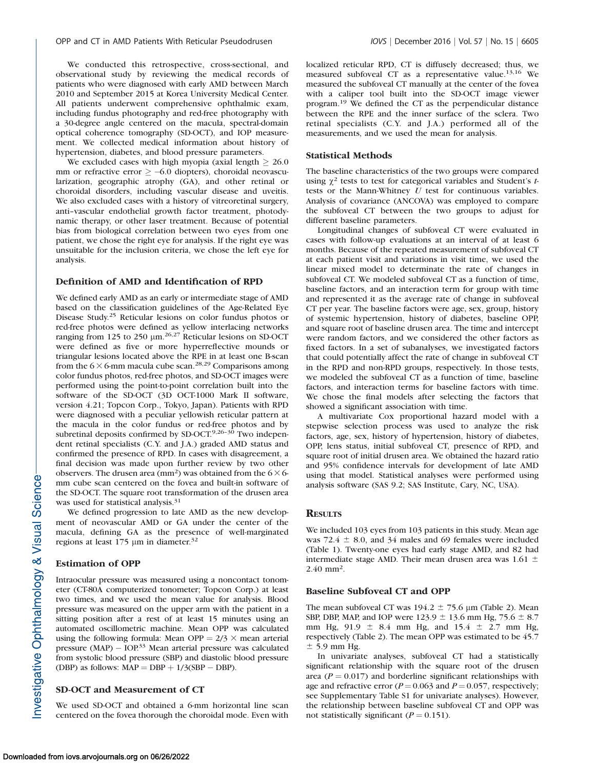We conducted this retrospective, cross-sectional, and observational study by reviewing the medical records of patients who were diagnosed with early AMD between March 2010 and September 2015 at Korea University Medical Center. All patients underwent comprehensive ophthalmic exam, including fundus photography and red-free photography with a 30-degree angle centered on the macula, spectral-domain optical coherence tomography (SD-OCT), and IOP measurement. We collected medical information about history of hypertension, diabetes, and blood pressure parameters.

We excluded cases with high myopia (axial length $\geq$ 26.0 mm or refractive error $\geq$ −6.0 diopters), choroidal neovascularization, geographic atrophy (GA), and other retinal or choroidal disorders, including vascular disease and uveitis. We also excluded cases with a history of vitreoretinal surgery, anti–vascular endothelial growth factor treatment, photodynamic therapy, or other laser treatment. Because of potential bias from biological correlation between two eyes from one patient, we chose the right eye for analysis. If the right eye was unsuitable for the inclusion criteria, we chose the left eye for analysis.

### Definition of AMD and Identification of RPD

We defined early AMD as an early or intermediate stage of AMD based on the classification guidelines of the Age-Related Eye Disease Study.[25] Reticular lesions on color fundus photos or red-free photos were defined as yellow interlacing networks ranging from 125 to 250 μm.[26,27] Reticular lesions on SD-OCT were defined as five or more hyperreflective mounds or triangular lesions located above the RPE in at least one B-scan from the $6 \times 6$-mm macula cube scan.[28,29] Comparisons among color fundus photos, red-free photos, and SD-OCT images were performed using the point-to-point correlation built into the software of the SD-OCT (3D OCT-1000 Mark II software, version 4.21; Topcon Corp., Tokyo, Japan). Patients with RPD were diagnosed with a peculiar yellowish reticular pattern at the macula in the color fundus or red-free photos and by subretinal deposits confirmed by SD-OCT.[9,26–30] Two independent retinal specialists (C.Y. and J.A.) graded AMD status and confirmed the presence of RPD. In cases with disagreement, a final decision was made upon further review by two other observers. The drusen area (mm²) was obtained from the $6 \times 6$-mm cube scan centered on the fovea and built-in software of the SD-OCT. The square root transformation of the drusen area was used for statistical analysis.[31]

We defined progression to late AMD as the new development of neovascular AMD or GA under the center of the macula, defining GA as the presence of well-marginated regions at least 175 μm in diameter.[32]

### Estimation of OPP

Intraocular pressure was measured using a noncontact tonometer (CT-80A computerized tonometer; Topcon Corp.) at least two times, and we used the mean value for analysis. Blood pressure was measured on the upper arm with the patient in a sitting position after a rest of at least 15 minutes using an automated oscillometric machine. Mean OPP was calculated using the following formula: Mean OPP $= 2/3 \times$ mean arterial pressure (MAP) − IOP.[33] Mean arterial pressure was calculated from systolic blood pressure (SBP) and diastolic blood pressure (DBP) as follows: MAP $=$ DBP $+ 1/3($SBP $-$ DBP$)$.

### SD-OCT and Measurement of CT

We used SD-OCT and obtained a 6-mm horizontal line scan centered on the fovea thorough the choroidal mode. Even with localized reticular RPD, CT is diffusely decreased; thus, we measured subfoveal CT as a representative value.[13,16] We measured the subfoveal CT manually at the center of the fovea with a caliper tool built into the SD-OCT image viewer program.[19] We defined the CT as the perpendicular distance between the RPE and the inner surface of the sclera. Two retinal specialists (C.Y. and J.A.) performed all of the measurements, and we used the mean for analysis.

### Statistical Methods

The baseline characteristics of the two groups were compared using $\chi^2$ tests to test for categorical variables and Student's *t*-tests or the Mann-Whitney *U* test for continuous variables. Analysis of covariance (ANCOVA) was employed to compare the subfoveal CT between the two groups to adjust for different baseline parameters.

Longitudinal changes of subfoveal CT were evaluated in cases with follow-up evaluations at an interval of at least 6 months. Because of the repeated measurement of subfoveal CT at each patient visit and variations in visit time, we used the linear mixed model to determine the rate of changes in subfoveal CT. We modeled subfoveal CT as a function of time, baseline factors, and an interaction term for group with time and represented it as the average rate of change in subfoveal CT per year. The baseline factors were age, sex, group, history of systemic hypertension, history of diabetes, baseline OPP, and square root of baseline drusen area. The time and intercept were random factors, and we considered the other factors as fixed factors. In a set of subanalyses, we investigated factors that could potentially affect the rate of change in subfoveal CT in the RPD and non-RPD groups, respectively. In those tests, we modeled the subfoveal CT as a function of time, baseline factors, and interaction terms for baseline factors with time. We chose the final models after selecting the factors that showed a significant association with time.

A multivariate Cox proportional hazard model with a stepwise selection process was used to analyze the risk factors, age, sex, history of hypertension, history of diabetes, OPP, lens status, initial subfoveal CT, presence of RPD, and square root of initial drusen area. We obtained the hazard ratio and 95% confidence intervals for development of late AMD using that model. Statistical analyses were performed using analysis software (SAS 9.2; SAS Institute, Cary, NC, USA).

## Results

We included 103 eyes from 103 patients in this study. Mean age was 72.4 ± 8.0, and 34 males and 69 females were included (Table 1). Twenty-one eyes had early stage AMD, and 82 had intermediate stage AMD. Their mean drusen area was 1.61 ± 2.40 mm².

### Baseline Subfoveal CT and OPP

The mean subfoveal CT was 194.2 ± 75.6 μm (Table 2). Mean SBP, DBP, MAP, and IOP were 123.9 ± 13.6 mm Hg, 75.6 ± 8.7 mm Hg, 91.9 ± 8.4 mm Hg, and 15.4 ± 2.7 mm Hg, respectively (Table 2). The mean OPP was estimated to be 45.7 ± 5.9 mm Hg.

In univariate analyses, subfoveal CT had a statistically significant relationship with the square root of the drusen area ($P = 0.017$) and borderline significant relationships with age and refractive error ($P = 0.063$ and $P = 0.057$, respectively; see Supplementary Table S1 for univariate analyses). However, the relationship between baseline subfoveal CT and OPP was not statistically significant ($P = 0.151$).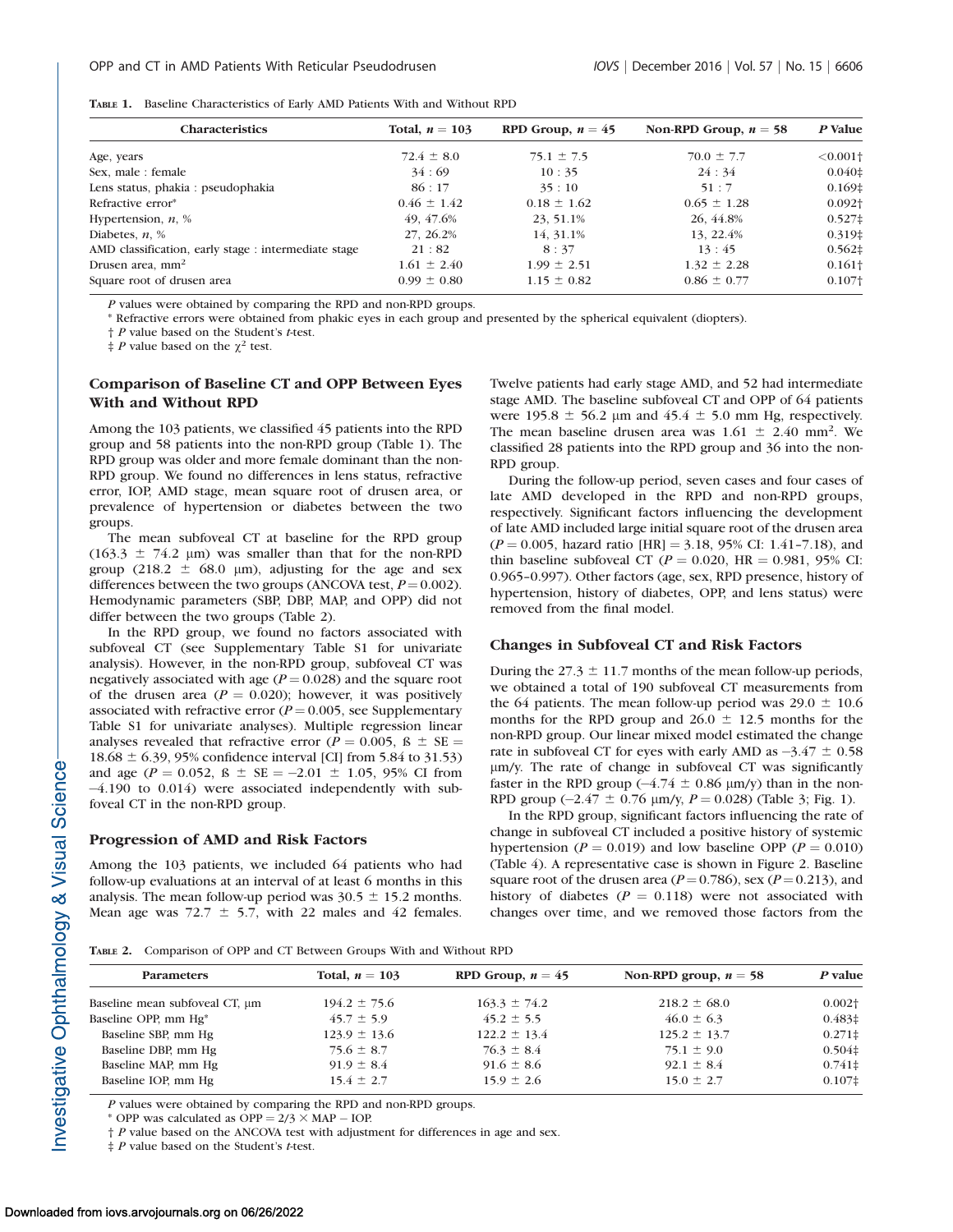**Table 1.** Baseline Characteristics of Early AMD Patients With and Without RPD

| Characteristics | Total, $n = 103$ | RPD Group, $n = 45$ | Non-RPD Group, $n = 58$ | *P* Value |
|---|---|---|---|---|
| Age, years | 72.4 ± 8.0 | 75.1 ± 7.5 | 70.0 ± 7.7 | <0.001† |
| Sex, male : female | 34 : 69 | 10 : 35 | 24 : 34 | 0.040‡ |
| Lens status, phakia : pseudophakia | 86 : 17 | 35 : 10 | 51 : 7 | 0.169‡ |
| Refractive error* | 0.46 ± 1.42 | 0.18 ± 1.62 | 0.65 ± 1.28 | 0.092† |
| Hypertension, *n*, % | 49, 47.6% | 23, 51.1% | 26, 44.8% | 0.527‡ |
| Diabetes, *n*, % | 27, 26.2% | 14, 31.1% | 13, 22.4% | 0.319‡ |
| AMD classification, early stage : intermediate stage | 21 : 82 | 8 : 37 | 13 : 45 | 0.562‡ |
| Drusen area, mm$^2$ | 1.61 ± 2.40 | 1.99 ± 2.51 | 1.32 ± 2.28 | 0.161† |
| Square root of drusen area | 0.99 ± 0.80 | 1.15 ± 0.82 | 0.86 ± 0.77 | 0.107† |

*P* values were obtained by comparing the RPD and non-RPD groups.

* Refractive errors were obtained from phakic eyes in each group and presented by the spherical equivalent (diopters).

† *P* value based on the Student's *t*-test.

‡ *P* value based on the $\chi^2$ test.

### Comparison of Baseline CT and OPP Between Eyes With and Without RPD

Among the 103 patients, we classified 45 patients into the RPD group and 58 patients into the non-RPD group (Table 1). The RPD group was older and more female dominant than the non-RPD group. We found no differences in lens status, refractive error, IOP, AMD stage, mean square root of drusen area, or prevalence of hypertension or diabetes between the two groups.

The mean subfoveal CT at baseline for the RPD group (163.3 ± 74.2 μm) was smaller than that for the non-RPD group (218.2 ± 68.0 μm), adjusting for the age and sex differences between the two groups (ANCOVA test, $P = 0.002$). Hemodynamic parameters (SBP, DBP, MAP, and OPP) did not differ between the two groups (Table 2).

In the RPD group, we found no factors associated with subfoveal CT (see Supplementary Table S1 for univariate analysis). However, in the non-RPD group, subfoveal CT was negatively associated with age ($P = 0.028$) and the square root of the drusen area ($P = 0.020$); however, it was positively associated with refractive error ($P = 0.005$, see Supplementary Table S1 for univariate analyses). Multiple regression linear analyses revealed that refractive error ($P = 0.005$, ß ± SE = 18.68 ± 6.39, 95% confidence interval [CI] from 5.84 to 31.53) and age ($P = 0.052$, ß ± SE = −2.01 ± 1.05, 95% CI from −4.190 to 0.014) were associated independently with subfoveal CT in the non-RPD group.

### Progression of AMD and Risk Factors

Among the 103 patients, we included 64 patients who had follow-up evaluations at an interval of at least 6 months in this analysis. The mean follow-up period was 30.5 ± 15.2 months. Mean age was 72.7 ± 5.7, with 22 males and 42 females. Twelve patients had early stage AMD, and 52 had intermediate stage AMD. The baseline subfoveal CT and OPP of 64 patients were 195.8 ± 56.2 μm and 45.4 ± 5.0 mm Hg, respectively. The mean baseline drusen area was 1.61 ± 2.40 mm$^2$. We classified 28 patients into the RPD group and 36 into the non-RPD group.

During the follow-up period, seven cases and four cases of late AMD developed in the RPD and non-RPD groups, respectively. Significant factors influencing the development of late AMD included large initial square root of the drusen area ($P = 0.005$, hazard ratio [HR] = 3.18, 95% CI: 1.41–7.18), and thin baseline subfoveal CT ($P = 0.020$, HR = 0.981, 95% CI: 0.965–0.997). Other factors (age, sex, RPD presence, history of hypertension, history of diabetes, OPP, and lens status) were removed from the final model.

### Changes in Subfoveal CT and Risk Factors

During the 27.3 ± 11.7 months of the mean follow-up periods, we obtained a total of 190 subfoveal CT measurements from the 64 patients. The mean follow-up period was 29.0 ± 10.6 months for the RPD group and 26.0 ± 12.5 months for the non-RPD group. Our linear mixed model estimated the change rate in subfoveal CT for eyes with early AMD as −3.47 ± 0.58 μm/y. The rate of change in subfoveal CT was significantly faster in the RPD group (−4.74 ± 0.86 μm/y) than in the non-RPD group (−2.47 ± 0.76 μm/y, $P = 0.028$) (Table 3; Fig. 1).

In the RPD group, significant factors influencing the rate of change in subfoveal CT included a positive history of systemic hypertension ($P = 0.019$) and low baseline OPP ($P = 0.010$) (Table 4). A representative case is shown in Figure 2. Baseline square root of the drusen area ($P = 0.786$), sex ($P = 0.213$), and history of diabetes ($P = 0.118$) were not associated with changes over time, and we removed those factors from the

**Table 2.** Comparison of OPP and CT Between Groups With and Without RPD

| Parameters | Total, $n = 103$ | RPD Group, $n = 45$ | Non-RPD group, $n = 58$ | *P* value |
|---|---|---|---|---|
| Baseline mean subfoveal CT, μm | 194.2 ± 75.6 | 163.3 ± 74.2 | 218.2 ± 68.0 | 0.002† |
| Baseline OPP, mm Hg* | 45.7 ± 5.9 | 45.2 ± 5.5 | 46.0 ± 6.3 | 0.483‡ |
| Baseline SBP, mm Hg | 123.9 ± 13.6 | 122.2 ± 13.4 | 125.2 ± 13.7 | 0.271‡ |
| Baseline DBP, mm Hg | 75.6 ± 8.7 | 76.3 ± 8.4 | 75.1 ± 9.0 | 0.504‡ |
| Baseline MAP, mm Hg | 91.9 ± 8.4 | 91.6 ± 8.6 | 92.1 ± 8.4 | 0.741‡ |
| Baseline IOP, mm Hg | 15.4 ± 2.7 | 15.9 ± 2.6 | 15.0 ± 2.7 | 0.107‡ |

*P* values were obtained by comparing the RPD and non-RPD groups.

* OPP was calculated as OPP = 2/3 × MAP − IOP.

† *P* value based on the ANCOVA test with adjustment for differences in age and sex.

‡ *P* value based on the Student's *t*-test.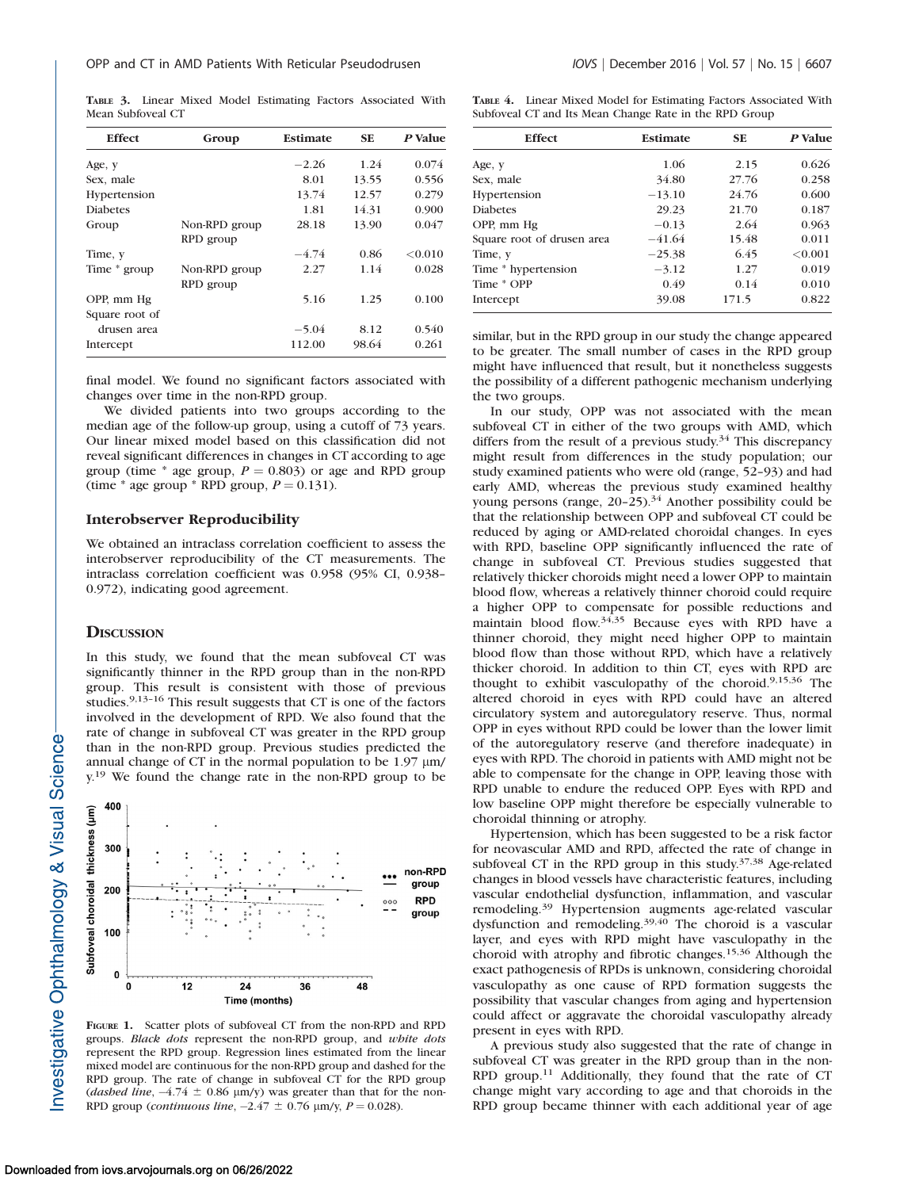**Table 3.** Linear Mixed Model Estimating Factors Associated With Mean Subfoveal CT

| Effect | Group | Estimate | SE | *P* Value |
|---|---|---|---|---|
| Age, y | | −2.26 | 1.24 | 0.074 |
| Sex, male | | 8.01 | 13.55 | 0.556 |
| Hypertension | | 13.74 | 12.57 | 0.279 |
| Diabetes | | 1.81 | 14.31 | 0.900 |
| Group | Non-RPD group | 28.18 | 13.90 | 0.047 |
| | RPD group | | | |
| Time, y | | −4.74 | 0.86 | <0.010 |
| Time * group | Non-RPD group | 2.27 | 1.14 | 0.028 |
| | RPD group | | | |
| OPP, mm Hg | | 5.16 | 1.25 | 0.100 |
| Square root of drusen area | | −5.04 | 8.12 | 0.540 |
| Intercept | | 112.00 | 98.64 | 0.261 |

final model. We found no significant factors associated with changes over time in the non-RPD group.

We divided patients into two groups according to the median age of the follow-up group, using a cutoff of 73 years. Our linear mixed model based on this classification did not reveal significant differences in changes in CT according to age group (time * age group, $P = 0.803$) or age and RPD group (time * age group * RPD group, $P = 0.131$).

### Interobserver Reproducibility

We obtained an intraclass correlation coefficient to assess the interobserver reproducibility of the CT measurements. The intraclass correlation coefficient was 0.958 (95% CI, 0.938–0.972), indicating good agreement.

## Discussion

In this study, we found that the mean subfoveal CT was significantly thinner in the RPD group than in the non-RPD group. This result is consistent with those of previous studies.[9,13–16] This result suggests that CT is one of the factors involved in the development of RPD. We also found that the rate of change in subfoveal CT was greater in the RPD group than in the non-RPD group. Previous studies predicted the annual change of CT in the normal population to be 1.97 μm/y.[19] We found the change rate in the non-RPD group to be

Subfoveal choroidal thickness (μm)
400
300
200
100
0
0 12 24 36 48
Time (months)
non-RPD group
RPD group

**Figure 1.** Scatter plots of subfoveal CT from the non-RPD and RPD groups. *Black dots* represent the non-RPD group, and *white dots* represent the RPD group. Regression lines estimated from the linear mixed model are continuous for the non-RPD group and dashed for the RPD group. The rate of change in subfoveal CT for the RPD group (*dashed line*, −4.74 ± 0.86 μm/y) was greater than that for the non-RPD group (*continuous line*, −2.47 ± 0.76 μm/y, $P = 0.028$).

**Table 4.** Linear Mixed Model for Estimating Factors Associated With Subfoveal CT and Its Mean Change Rate in the RPD Group

| Effect | Estimate | SE | *P* Value |
|---|---|---|---|
| Age, y | 1.06 | 2.15 | 0.626 |
| Sex, male | 34.80 | 27.76 | 0.258 |
| Hypertension | −13.10 | 24.76 | 0.600 |
| Diabetes | 29.23 | 21.70 | 0.187 |
| OPP, mm Hg | −0.13 | 2.64 | 0.963 |
| Square root of drusen area | −41.64 | 15.48 | 0.011 |
| Time, y | −25.38 | 6.45 | <0.001 |
| Time * hypertension | −3.12 | 1.27 | 0.019 |
| Time * OPP | 0.49 | 0.14 | 0.010 |
| Intercept | 39.08 | 171.5 | 0.822 |

similar, but in the RPD group in our study the change appeared to be greater. The small number of cases in the RPD group might have influenced that result, but it nonetheless suggests the possibility of a different pathogenic mechanism underlying the two groups.

In our study, OPP was not associated with the mean subfoveal CT in either of the two groups with AMD, which differs from the result of a previous study.[34] This discrepancy might result from differences in the study population; our study examined patients who were old (range, 52–93) and had early AMD, whereas the previous study examined healthy young persons (range, 20–25).[34] Another possibility could be that the relationship between OPP and subfoveal CT could be reduced by aging or AMD-related choroidal changes. In eyes with RPD, baseline OPP significantly influenced the rate of change in subfoveal CT. Previous studies suggested that relatively thicker choroids might need a lower OPP to maintain blood flow, whereas a relatively thinner choroid could require a higher OPP to compensate for possible reductions and maintain blood flow.[34,35] Because eyes with RPD have a thinner choroid, they might need higher OPP to maintain blood flow than those without RPD, which have a relatively thicker choroid. In addition to thin CT, eyes with RPD are thought to exhibit vasculopathy of the choroid.[9,15,36] The altered choroid in eyes with RPD could have an altered circulatory system and autoregulatory reserve. Thus, normal OPP in eyes without RPD could be lower than the lower limit of the autoregulatory reserve (and therefore inadequate) in eyes with RPD. The choroid in patients with AMD might not be able to compensate for the change in OPP, leaving those with RPD unable to endure the reduced OPP. Eyes with RPD and low baseline OPP might therefore be especially vulnerable to choroidal thinning or atrophy.

Hypertension, which has been suggested to be a risk factor for neovascular AMD and RPD, affected the rate of change in subfoveal CT in the RPD group in this study.[37,38] Age-related changes in blood vessels have characteristic features, including vascular endothelial dysfunction, inflammation, and vascular remodeling.[39] Hypertension augments age-related vascular dysfunction and remodeling.[39,40] The choroid is a vascular layer, and eyes with RPD might have vasculopathy in the choroid with atrophy and fibrotic changes.[15,36] Although the exact pathogenesis of RPDs is unknown, considering choroidal vasculopathy as one cause of RPD formation suggests the possibility that vascular changes from aging and hypertension could affect or aggravate the choroidal vasculopathy already present in eyes with RPD.

A previous study also suggested that the rate of change in subfoveal CT was greater in the RPD group than in the non-RPD group.[11] Additionally, they found that the rate of CT change might vary according to age and that choroids in the RPD group became thinner with each additional year of age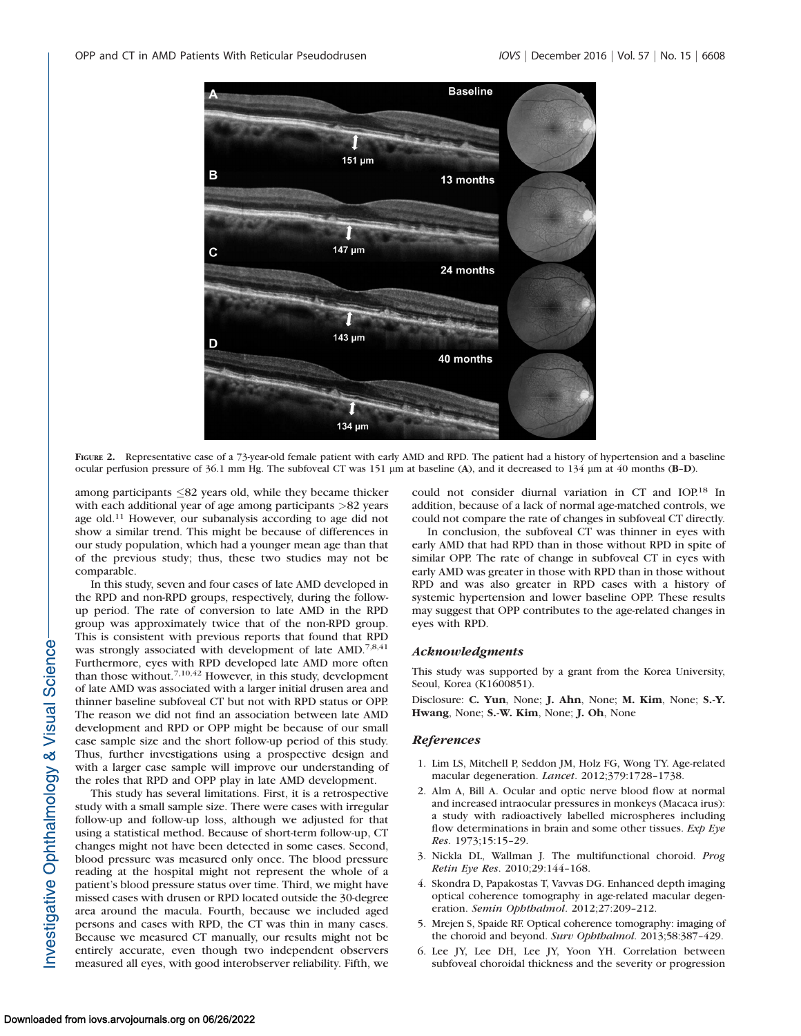Baseline

151 μm

13 months

147 μm

24 months

143 μm

40 months

134 μm

**Figure 2.** Representative case of a 73-year-old female patient with early AMD and RPD. The patient had a history of hypertension and a baseline ocular perfusion pressure of 36.1 mm Hg. The subfoveal CT was 151 μm at baseline (**A**), and it decreased to 134 μm at 40 months (**B–D**).

among participants ≤82 years old, while they became thicker with each additional year of age among participants >82 years age old.[11] However, our subanalysis according to age did not show a similar trend. This might be because of differences in our study population, which had a younger mean age than that of the previous study; thus, these two studies may not be comparable.

In this study, seven and four cases of late AMD developed in the RPD and non-RPD groups, respectively, during the follow-up period. The rate of conversion to late AMD in the RPD group was approximately twice that of the non-RPD group. This is consistent with previous reports that found that RPD was strongly associated with development of late AMD.[7,8,41] Furthermore, eyes with RPD developed late AMD more often than those without.[7,10,42] However, in this study, development of late AMD was associated with a larger initial drusen area and thinner baseline subfoveal CT but not with RPD status or OPP. The reason we did not find an association between late AMD development and RPD or OPP might be because of our small case sample size and the short follow-up period of this study. Thus, further investigations using a prospective design and with a larger case sample will improve our understanding of the roles that RPD and OPP play in late AMD development.

This study has several limitations. First, it is a retrospective study with a small sample size. There were cases with irregular follow-up and follow-up loss, although we adjusted for that using a statistical method. Because of short-term follow-up, CT changes might not have been detected in some cases. Second, blood pressure was measured only once. The blood pressure reading at the hospital might not represent the whole of a patient's blood pressure status over time. Third, we might have missed cases with drusen or RPD located outside the 30-degree area around the macula. Fourth, because we included aged persons and cases with RPD, the CT was thin in many cases. Because we measured CT manually, our results might not be entirely accurate, even though two independent observers measured all eyes, with good interobserver reliability. Fifth, we could not consider diurnal variation in CT and IOP.[18] In addition, because of a lack of normal age-matched controls, we could not compare the rate of changes in subfoveal CT directly.

In conclusion, the subfoveal CT was thinner in eyes with early AMD that had RPD than in those without RPD in spite of similar OPP. The rate of change in subfoveal CT in eyes with early AMD was greater in those with RPD than in those without RPD and was also greater in RPD cases with a history of systemic hypertension and lower baseline OPP. These results may suggest that OPP contributes to the age-related changes in eyes with RPD.

### *Acknowledgments*

This study was supported by a grant from the Korea University, Seoul, Korea (K1600851).

Disclosure: **C. Yun**, None; **J. Ahn**, None; **M. Kim**, None; **S.-Y. Hwang**, None; **S.-W. Kim**, None; **J. Oh**, None

### *References*

1. Lim LS, Mitchell P, Seddon JM, Holz FG, Wong TY. Age-related macular degeneration. *Lancet*. 2012;379:1728–1738.
2. Alm A, Bill A. Ocular and optic nerve blood flow at normal and increased intraocular pressures in monkeys (Macaca irus): a study with radioactively labelled microspheres including flow determinations in brain and some other tissues. *Exp Eye Res*. 1973;15:15–29.
3. Nickla DL, Wallman J. The multifunctional choroid. *Prog Retin Eye Res*. 2010;29:144–168.
4. Skondra D, Papakostas T, Vavvas DG. Enhanced depth imaging optical coherence tomography in age-related macular degeneration. *Semin Ophthalmol*. 2012;27:209–212.
5. Mrejen S, Spaide RF. Optical coherence tomography: imaging of the choroid and beyond. *Surv Ophthalmol*. 2013;58:387–429.
6. Lee JY, Lee DH, Lee JY, Yoon YH. Correlation between subfoveal choroidal thickness and the severity or progression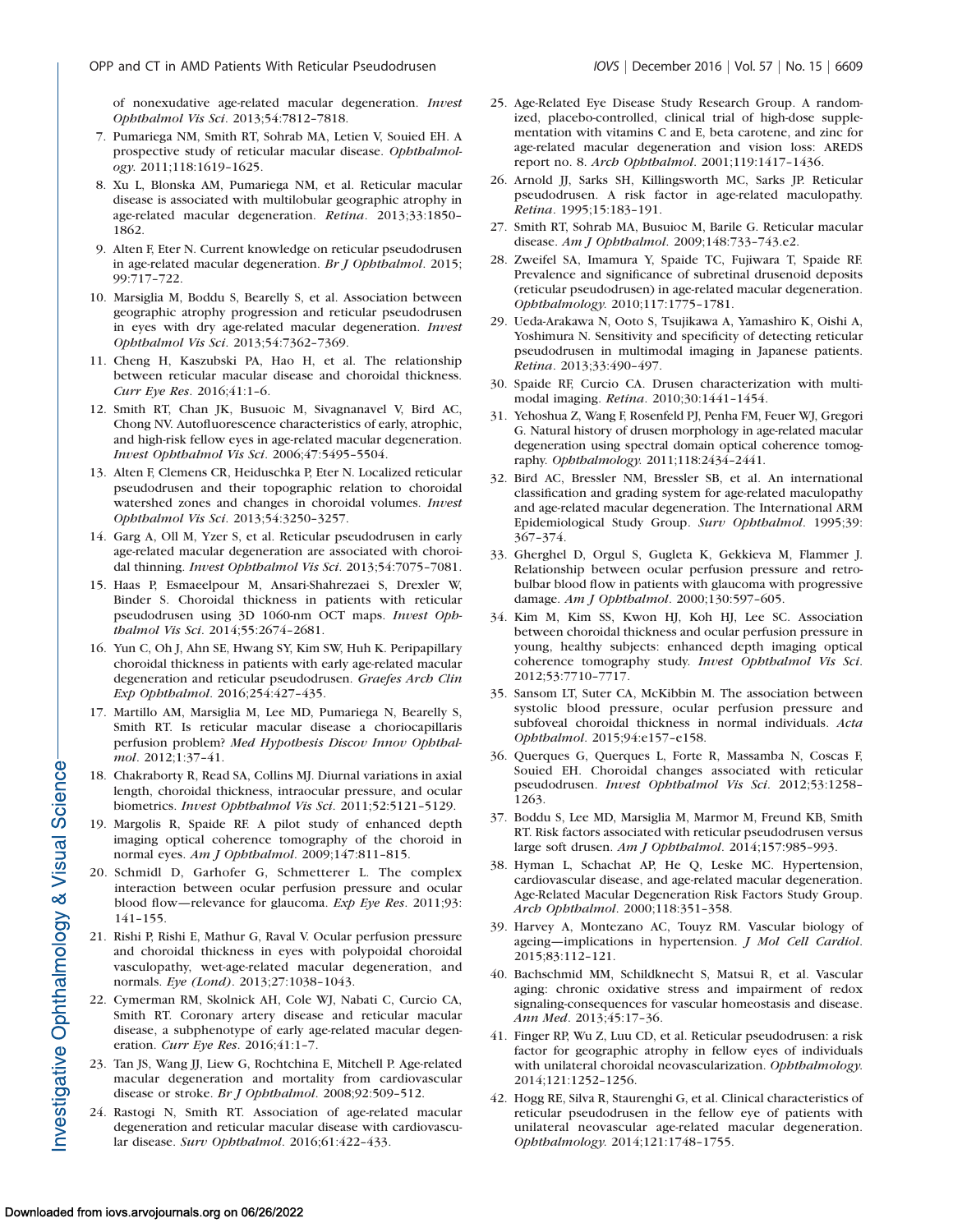of nonexudative age-related macular degeneration. *Invest Ophthalmol Vis Sci*. 2013;54:7812–7818.

7. Pumariega NM, Smith RT, Sohrab MA, Letien V, Souied EH. A prospective study of reticular macular disease. *Ophthalmology.* 2011;118:1619–1625.
8. Xu L, Blonska AM, Pumariega NM, et al. Reticular macular disease is associated with multilobular geographic atrophy in age-related macular degeneration. *Retina*. 2013;33:1850–1862.
9. Alten F, Eter N. Current knowledge on reticular pseudodrusen in age-related macular degeneration. *Br J Ophthalmol*. 2015; 99:717–722.
10. Marsiglia M, Boddu S, Bearelly S, et al. Association between geographic atrophy progression and reticular pseudodrusen in eyes with dry age-related macular degeneration. *Invest Ophthalmol Vis Sci*. 2013;54:7362–7369.
11. Cheng H, Kaszubski PA, Hao H, et al. The relationship between reticular macular disease and choroidal thickness. *Curr Eye Res*. 2016;41:1–6.
12. Smith RT, Chan JK, Busuoic M, Sivagnanavel V, Bird AC, Chong NV. Autofluorescence characteristics of early, atrophic, and high-risk fellow eyes in age-related macular degeneration. *Invest Ophthalmol Vis Sci*. 2006;47:5495–5504.
13. Alten F, Clemens CR, Heiduschka P, Eter N. Localized reticular pseudodrusen and their topographic relation to choroidal watershed zones and changes in choroidal volumes. *Invest Ophthalmol Vis Sci*. 2013;54:3250–3257.
14. Garg A, Oll M, Yzer S, et al. Reticular pseudodrusen in early age-related macular degeneration are associated with choroidal thinning. *Invest Ophthalmol Vis Sci*. 2013;54:7075–7081.
15. Haas P, Esmaeelpour M, Ansari-Shahrezaei S, Drexler W, Binder S. Choroidal thickness in patients with reticular pseudodrusen using 3D 1060-nm OCT maps. *Invest Ophthalmol Vis Sci*. 2014;55:2674–2681.
16. Yun C, Oh J, Ahn SE, Hwang SY, Kim SW, Huh K. Peripapillary choroidal thickness in patients with early age-related macular degeneration and reticular pseudodrusen. *Graefes Arch Clin Exp Ophthalmol*. 2016;254:427–435.
17. Martillo AM, Marsiglia M, Lee MD, Pumariega N, Bearelly S, Smith RT. Is reticular macular disease a choriocapillaris perfusion problem? *Med Hypothesis Discov Innov Ophthalmol*. 2012;1:37–41.
18. Chakraborty R, Read SA, Collins MJ. Diurnal variations in axial length, choroidal thickness, intraocular pressure, and ocular biometrics. *Invest Ophthalmol Vis Sci*. 2011;52:5121–5129.
19. Margolis R, Spaide RF. A pilot study of enhanced depth imaging optical coherence tomography of the choroid in normal eyes. *Am J Ophthalmol*. 2009;147:811–815.
20. Schmidl D, Garhofer G, Schmetterer L. The complex interaction between ocular perfusion pressure and ocular blood flow—relevance for glaucoma. *Exp Eye Res*. 2011;93: 141–155.
21. Rishi P, Rishi E, Mathur G, Raval V. Ocular perfusion pressure and choroidal thickness in eyes with polypoidal choroidal vasculopathy, wet-age-related macular degeneration, and normals. *Eye (Lond)*. 2013;27:1038–1043.
22. Cymerman RM, Skolnick AH, Cole WJ, Nabati C, Curcio CA, Smith RT. Coronary artery disease and reticular macular disease, a subphenotype of early age-related macular degeneration. *Curr Eye Res*. 2016;41:1–7.
23. Tan JS, Wang JJ, Liew G, Rochtchina E, Mitchell P. Age-related macular degeneration and mortality from cardiovascular disease or stroke. *Br J Ophthalmol*. 2008;92:509–512.
24. Rastogi N, Smith RT. Association of age-related macular degeneration and reticular macular disease with cardiovascular disease. *Surv Ophthalmol*. 2016;61:422–433.
25. Age-Related Eye Disease Study Research Group. A randomized, placebo-controlled, clinical trial of high-dose supplementation with vitamins C and E, beta carotene, and zinc for age-related macular degeneration and vision loss: AREDS report no. 8. *Arch Ophthalmol*. 2001;119:1417–1436.
26. Arnold JJ, Sarks SH, Killingsworth MC, Sarks JP. Reticular pseudodrusen. A risk factor in age-related maculopathy. *Retina*. 1995;15:183–191.
27. Smith RT, Sohrab MA, Busuioc M, Barile G. Reticular macular disease. *Am J Ophthalmol*. 2009;148:733–743.e2.
28. Zweifel SA, Imamura Y, Spaide TC, Fujiwara T, Spaide RF. Prevalence and significance of subretinal drusenoid deposits (reticular pseudodrusen) in age-related macular degeneration. *Ophthalmology.* 2010;117:1775–1781.
29. Ueda-Arakawa N, Ooto S, Tsujikawa A, Yamashiro K, Oishi A, Yoshimura N. Sensitivity and specificity of detecting reticular pseudodrusen in multimodal imaging in Japanese patients. *Retina*. 2013;33:490–497.
30. Spaide RF, Curcio CA. Drusen characterization with multimodal imaging. *Retina*. 2010;30:1441–1454.
31. Yehoshua Z, Wang F, Rosenfeld PJ, Penha FM, Feuer WJ, Gregori G. Natural history of drusen morphology in age-related macular degeneration using spectral domain optical coherence tomography. *Ophthalmology.* 2011;118:2434–2441.
32. Bird AC, Bressler NM, Bressler SB, et al. An international classification and grading system for age-related maculopathy and age-related macular degeneration. The International ARM Epidemiological Study Group. *Surv Ophthalmol*. 1995;39: 367–374.
33. Gherghel D, Orgul S, Gugleta K, Gekkieva M, Flammer J. Relationship between ocular perfusion pressure and retrobulbar blood flow in patients with glaucoma with progressive damage. *Am J Ophthalmol*. 2000;130:597–605.
34. Kim M, Kim SS, Kwon HJ, Koh HJ, Lee SC. Association between choroidal thickness and ocular perfusion pressure in young, healthy subjects: enhanced depth imaging optical coherence tomography study. *Invest Ophthalmol Vis Sci*. 2012;53:7710–7717.
35. Sansom LT, Suter CA, McKibbin M. The association between systolic blood pressure, ocular perfusion pressure and subfoveal choroidal thickness in normal individuals. *Acta Ophthalmol*. 2015;94:e157–e158.
36. Querques G, Querques L, Forte R, Massamba N, Coscas F, Souied EH. Choroidal changes associated with reticular pseudodrusen. *Invest Ophthalmol Vis Sci*. 2012;53:1258–1263.
37. Boddu S, Lee MD, Marsiglia M, Marmor M, Freund KB, Smith RT. Risk factors associated with reticular pseudodrusen versus large soft drusen. *Am J Ophthalmol*. 2014;157:985–993.
38. Hyman L, Schachat AP, He Q, Leske MC. Hypertension, cardiovascular disease, and age-related macular degeneration. Age-Related Macular Degeneration Risk Factors Study Group. *Arch Ophthalmol*. 2000;118:351–358.
39. Harvey A, Montezano AC, Touyz RM. Vascular biology of ageing—implications in hypertension. *J Mol Cell Cardiol*. 2015;83:112–121.
40. Bachschmid MM, Schildknecht S, Matsui R, et al. Vascular aging: chronic oxidative stress and impairment of redox signaling-consequences for vascular homeostasis and disease. *Ann Med*. 2013;45:17–36.
41. Finger RP, Wu Z, Luu CD, et al. Reticular pseudodrusen: a risk factor for geographic atrophy in fellow eyes of individuals with unilateral choroidal neovascularization. *Ophthalmology.* 2014;121:1252–1256.
42. Hogg RE, Silva R, Staurenghi G, et al. Clinical characteristics of reticular pseudodrusen in the fellow eye of patients with unilateral neovascular age-related macular degeneration. *Ophthalmology.* 2014;121:1748–1755.